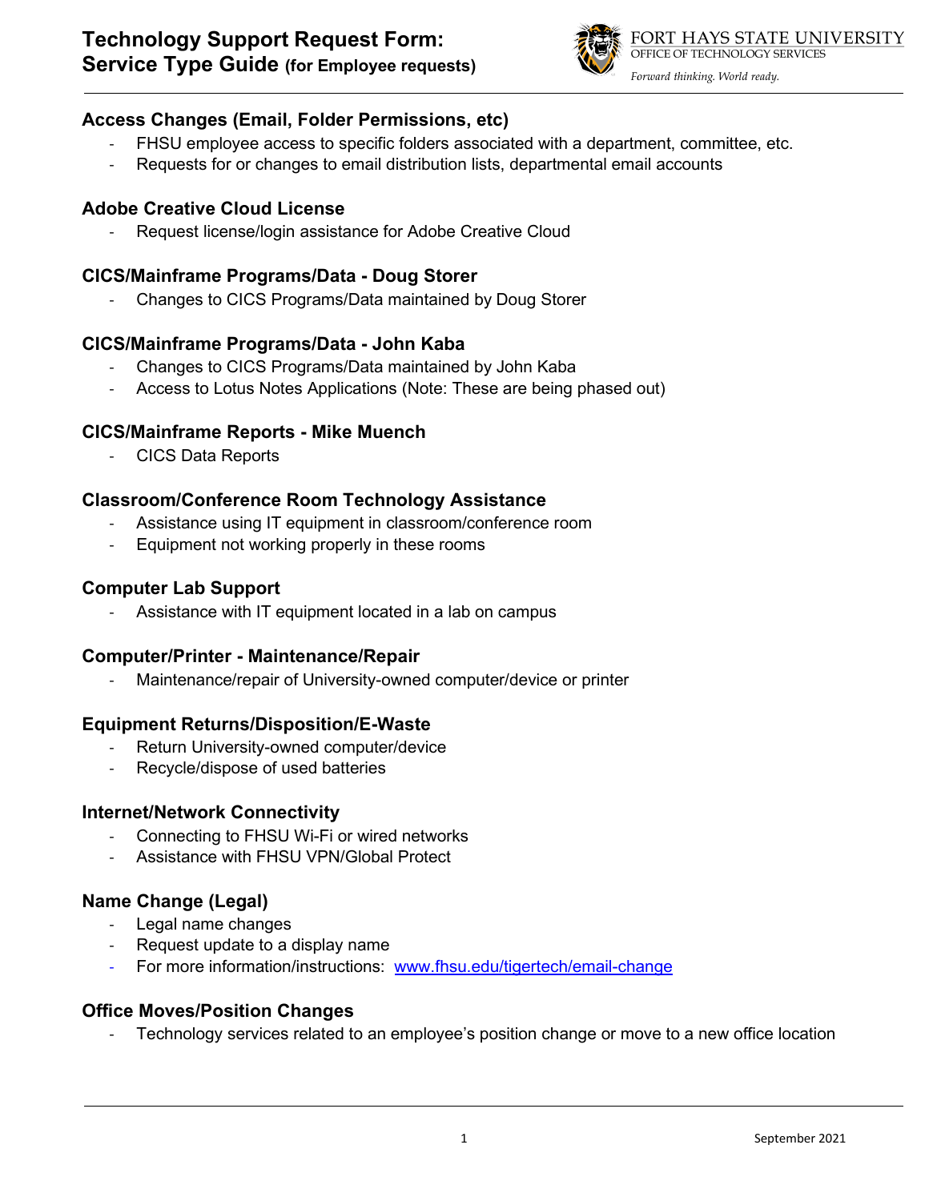# Technology Support Request Form: Service Type Guide (for Employee requests)

FORT HAYS STATE UNIVERSITY
OFFICE OF TECHNOLOGY SERVICES
*Forward thinking. World ready.*

### Access Changes (Email, Folder Permissions, etc)

- FHSU employee access to specific folders associated with a department, committee, etc.
- Requests for or changes to email distribution lists, departmental email accounts

### Adobe Creative Cloud License

- Request license/login assistance for Adobe Creative Cloud

### CICS/Mainframe Programs/Data - Doug Storer

- Changes to CICS Programs/Data maintained by Doug Storer

### CICS/Mainframe Programs/Data - John Kaba

- Changes to CICS Programs/Data maintained by John Kaba
- Access to Lotus Notes Applications (Note: These are being phased out)

### CICS/Mainframe Reports - Mike Muench

- CICS Data Reports

### Classroom/Conference Room Technology Assistance

- Assistance using IT equipment in classroom/conference room
- Equipment not working properly in these rooms

### Computer Lab Support

- Assistance with IT equipment located in a lab on campus

### Computer/Printer - Maintenance/Repair

- Maintenance/repair of University-owned computer/device or printer

### Equipment Returns/Disposition/E-Waste

- Return University-owned computer/device
- Recycle/dispose of used batteries

### Internet/Network Connectivity

- Connecting to FHSU Wi-Fi or wired networks
- Assistance with FHSU VPN/Global Protect

### Name Change (Legal)

- Legal name changes
- Request update to a display name
- For more information/instructions: [www.fhsu.edu/tigertech/email-change](www.fhsu.edu/tigertech/email-change)

### Office Moves/Position Changes

- Technology services related to an employee's position change or move to a new office location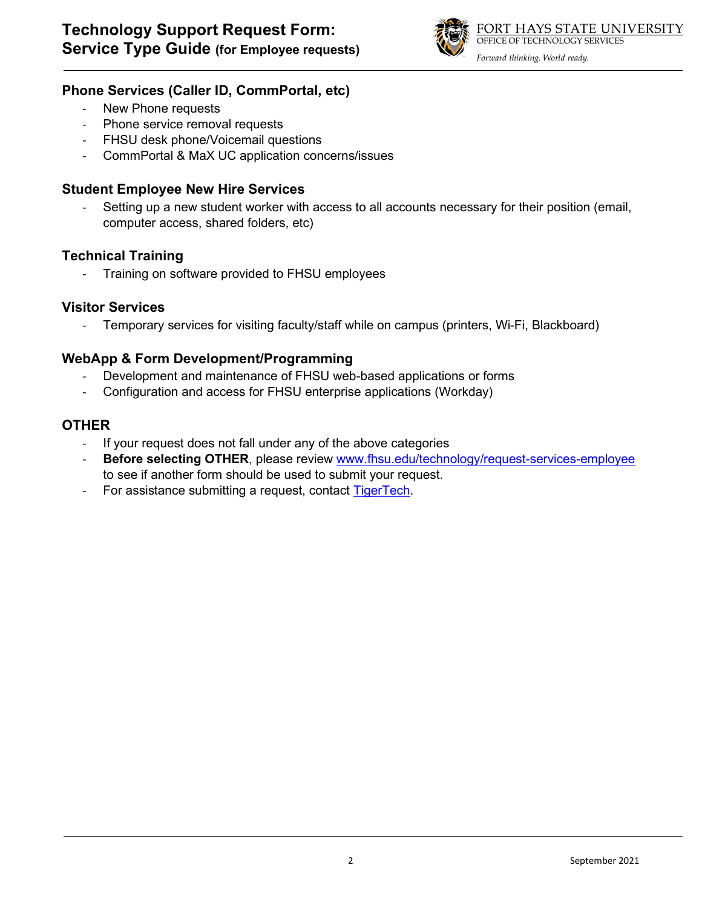# Technology Support Request Form: Service Type Guide (for Employee requests)

FORT HAYS STATE UNIVERSITY
OFFICE OF TECHNOLOGY SERVICES
*Forward thinking. World ready.*

## Phone Services (Caller ID, CommPortal, etc)

- New Phone requests
- Phone service removal requests
- FHSU desk phone/Voicemail questions
- CommPortal & MaX UC application concerns/issues

## Student Employee New Hire Services

- Setting up a new student worker with access to all accounts necessary for their position (email, computer access, shared folders, etc)

## Technical Training

- Training on software provided to FHSU employees

## Visitor Services

- Temporary services for visiting faculty/staff while on campus (printers, Wi-Fi, Blackboard)

## WebApp & Form Development/Programming

- Development and maintenance of FHSU web-based applications or forms
- Configuration and access for FHSU enterprise applications (Workday)

## OTHER

- If your request does not fall under any of the above categories
- **Before selecting OTHER**, please review [www.fhsu.edu/technology/request-services-employee](www.fhsu.edu/technology/request-services-employee) to see if another form should be used to submit your request.
- For assistance submitting a request, contact TigerTech.

September 2021